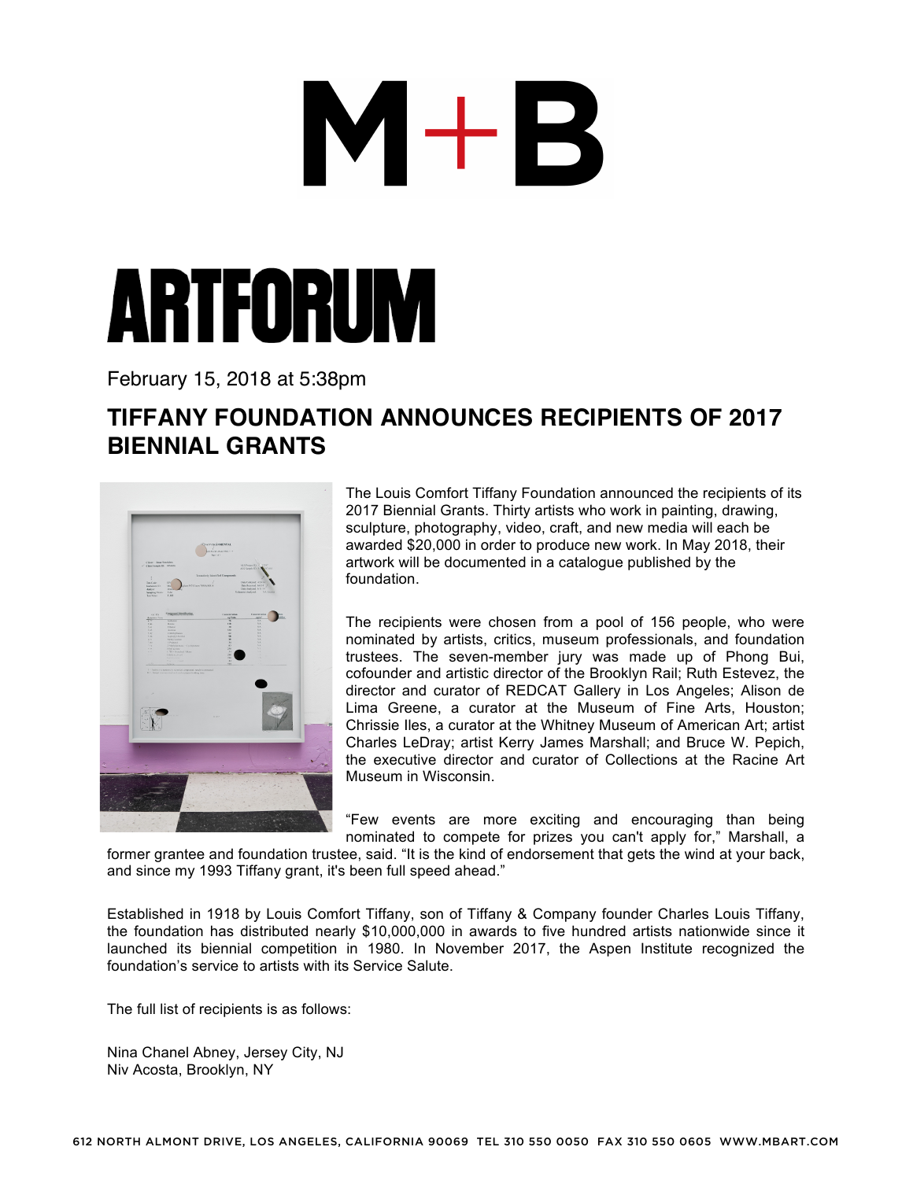M+B

ARTFORUM

February 15, 2018 at 5:38pm

## TIFFANY FOUNDATION ANNOUNCES RECIPIENTS OF 2017 BIENNIAL GRANTS

The Louis Comfort Tiffany Foundation announced the recipients of its 2017 Biennial Grants. Thirty artists who work in painting, drawing, sculpture, photography, video, craft, and new media will each be awarded $20,000 in order to produce new work. In May 2018, their artwork will be documented in a catalogue published by the foundation.

The recipients were chosen from a pool of 156 people, who were nominated by artists, critics, museum professionals, and foundation trustees. The seven-member jury was made up of Phong Bui, cofounder and artistic director of the Brooklyn Rail; Ruth Estevez, the director and curator of REDCAT Gallery in Los Angeles; Alison de Lima Greene, a curator at the Museum of Fine Arts, Houston; Chrissie Iles, a curator at the Whitney Museum of American Art; artist Charles LeDray; artist Kerry James Marshall; and Bruce W. Pepich, the executive director and curator of Collections at the Racine Art Museum in Wisconsin.

"Few events are more exciting and encouraging than being nominated to compete for prizes you can't apply for," Marshall, a former grantee and foundation trustee, said. "It is the kind of endorsement that gets the wind at your back, and since my 1993 Tiffany grant, it's been full speed ahead."

Established in 1918 by Louis Comfort Tiffany, son of Tiffany & Company founder Charles Louis Tiffany, the foundation has distributed nearly $10,000,000 in awards to five hundred artists nationwide since it launched its biennial competition in 1980. In November 2017, the Aspen Institute recognized the foundation's service to artists with its Service Salute.

The full list of recipients is as follows:

Nina Chanel Abney, Jersey City, NJ
Niv Acosta, Brooklyn, NY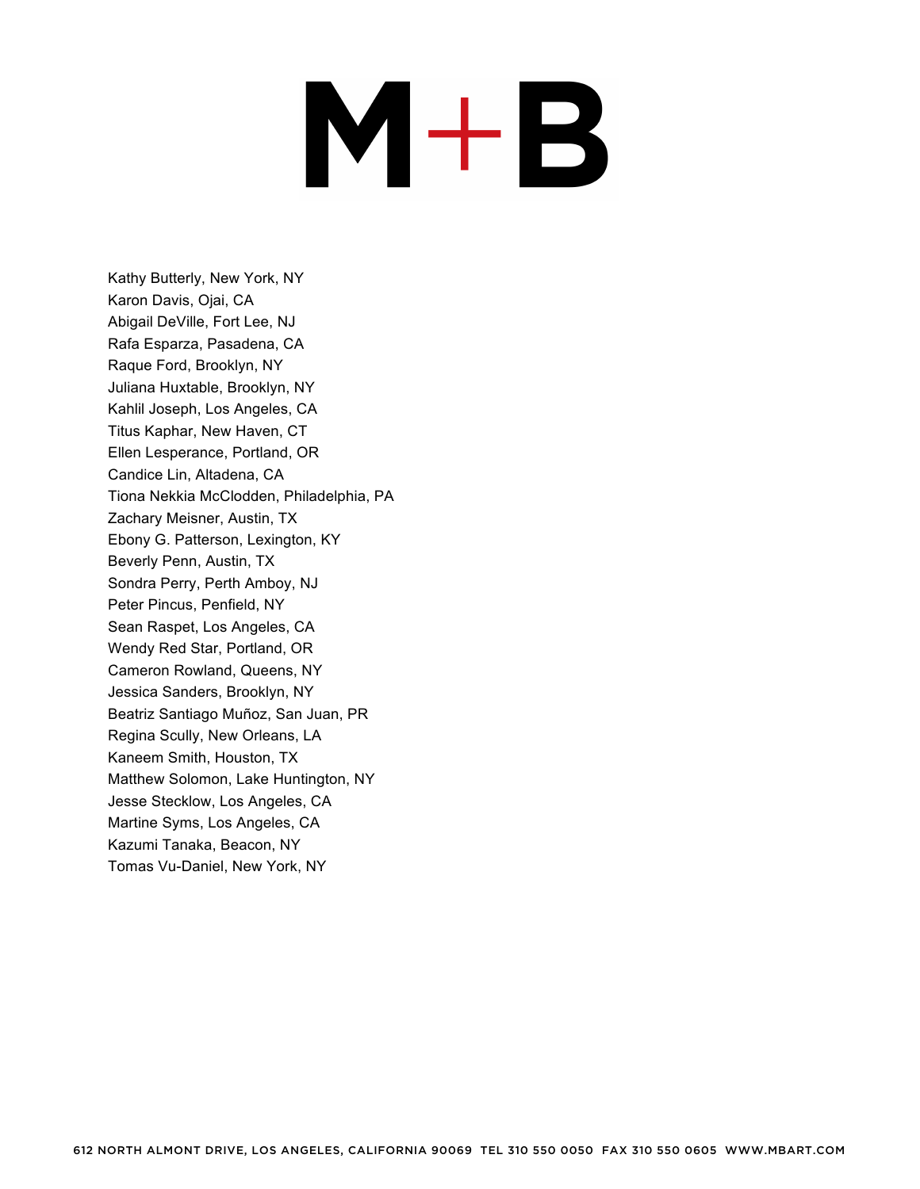M+B

Kathy Butterly, New York, NY
Karon Davis, Ojai, CA
Abigail DeVille, Fort Lee, NJ
Rafa Esparza, Pasadena, CA
Raque Ford, Brooklyn, NY
Juliana Huxtable, Brooklyn, NY
Kahlil Joseph, Los Angeles, CA
Titus Kaphar, New Haven, CT
Ellen Lesperance, Portland, OR
Candice Lin, Altadena, CA
Tiona Nekkia McClodden, Philadelphia, PA
Zachary Meisner, Austin, TX
Ebony G. Patterson, Lexington, KY
Beverly Penn, Austin, TX
Sondra Perry, Perth Amboy, NJ
Peter Pincus, Penfield, NY
Sean Raspet, Los Angeles, CA
Wendy Red Star, Portland, OR
Cameron Rowland, Queens, NY
Jessica Sanders, Brooklyn, NY
Beatriz Santiago Muñoz, San Juan, PR
Regina Scully, New Orleans, LA
Kaneem Smith, Houston, TX
Matthew Solomon, Lake Huntington, NY
Jesse Stecklow, Los Angeles, CA
Martine Syms, Los Angeles, CA
Kazumi Tanaka, Beacon, NY
Tomas Vu-Daniel, New York, NY

612 NORTH ALMONT DRIVE, LOS ANGELES, CALIFORNIA 90069 TEL 310 550 0050 FAX 310 550 0605 WWW.MBART.COM